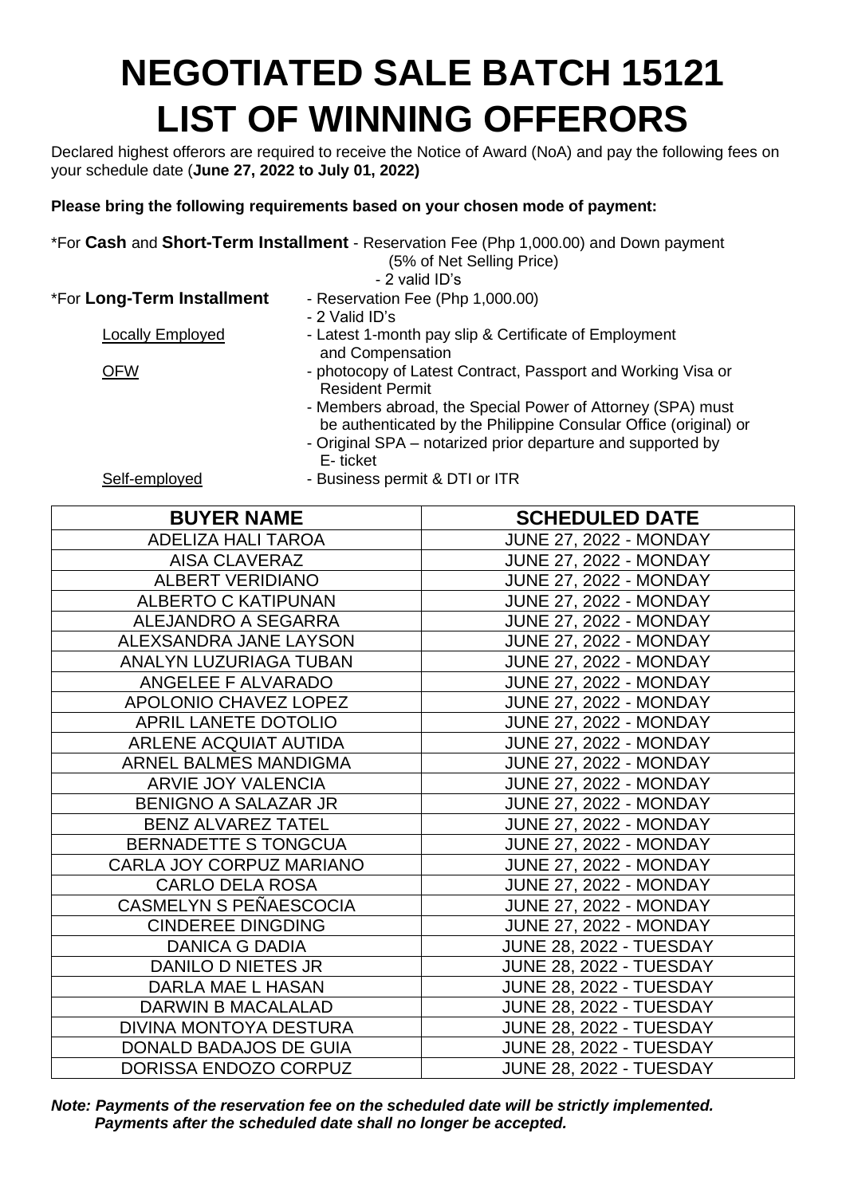# NEGOTIATED SALE BATCH 15121
# LIST OF WINNING OFFERORS

Declared highest offerors are required to receive the Notice of Award (NoA) and pay the following fees on your schedule date (**June 27, 2022 to July 01, 2022)**

**Please bring the following requirements based on your chosen mode of payment:**

*For **Cash** and **Short-Term Installment** - Reservation Fee (Php 1,000.00) and Down payment (5% of Net Selling Price)
- 2 valid ID's

*For **Long-Term Installment**
- Reservation Fee (Php 1,000.00)
- 2 Valid ID's

Locally Employed
- Latest 1-month pay slip & Certificate of Employment and Compensation

OFW
- photocopy of Latest Contract, Passport and Working Visa or Resident Permit
- Members abroad, the Special Power of Attorney (SPA) must be authenticated by the Philippine Consular Office (original) or
- Original SPA – notarized prior departure and supported by E- ticket

Self-employed
- Business permit & DTI or ITR

| BUYER NAME | SCHEDULED DATE |
|---|---|
| ADELIZA HALI TAROA | JUNE 27, 2022 - MONDAY |
| AISA CLAVERAZ | JUNE 27, 2022 - MONDAY |
| ALBERT VERIDIANO | JUNE 27, 2022 - MONDAY |
| ALBERTO C KATIPUNAN | JUNE 27, 2022 - MONDAY |
| ALEJANDRO A SEGARRA | JUNE 27, 2022 - MONDAY |
| ALEXSANDRA JANE LAYSON | JUNE 27, 2022 - MONDAY |
| ANALYN LUZURIAGA TUBAN | JUNE 27, 2022 - MONDAY |
| ANGELEE F ALVARADO | JUNE 27, 2022 - MONDAY |
| APOLONIO CHAVEZ LOPEZ | JUNE 27, 2022 - MONDAY |
| APRIL LANETE DOTOLIO | JUNE 27, 2022 - MONDAY |
| ARLENE ACQUIAT AUTIDA | JUNE 27, 2022 - MONDAY |
| ARNEL BALMES MANDIGMA | JUNE 27, 2022 - MONDAY |
| ARVIE JOY VALENCIA | JUNE 27, 2022 - MONDAY |
| BENIGNO A SALAZAR JR | JUNE 27, 2022 - MONDAY |
| BENZ ALVAREZ TATEL | JUNE 27, 2022 - MONDAY |
| BERNADETTE S TONGCUA | JUNE 27, 2022 - MONDAY |
| CARLA JOY CORPUZ MARIANO | JUNE 27, 2022 - MONDAY |
| CARLO DELA ROSA | JUNE 27, 2022 - MONDAY |
| CASMELYN S PEÑAESCOCIA | JUNE 27, 2022 - MONDAY |
| CINDEREE DINGDING | JUNE 27, 2022 - MONDAY |
| DANICA G DADIA | JUNE 28, 2022 - TUESDAY |
| DANILO D NIETES JR | JUNE 28, 2022 - TUESDAY |
| DARLA MAE L HASAN | JUNE 28, 2022 - TUESDAY |
| DARWIN B MACALALAD | JUNE 28, 2022 - TUESDAY |
| DIVINA MONTOYA DESTURA | JUNE 28, 2022 - TUESDAY |
| DONALD BADAJOS DE GUIA | JUNE 28, 2022 - TUESDAY |
| DORISSA ENDOZO CORPUZ | JUNE 28, 2022 - TUESDAY |

***Note: Payments of the reservation fee on the scheduled date will be strictly implemented. Payments after the scheduled date shall no longer be accepted.***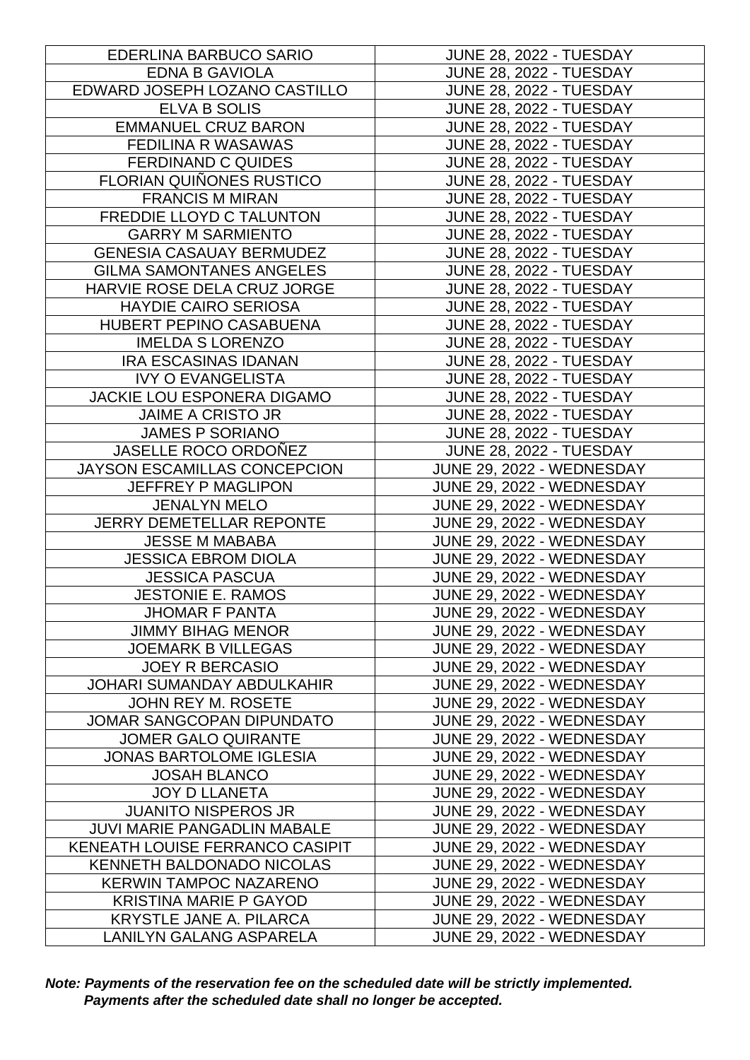| EDERLINA BARBUCO SARIO | JUNE 28, 2022 - TUESDAY |
|---|---|
| EDNA B GAVIOLA | JUNE 28, 2022 - TUESDAY |
| EDWARD JOSEPH LOZANO CASTILLO | JUNE 28, 2022 - TUESDAY |
| ELVA B SOLIS | JUNE 28, 2022 - TUESDAY |
| EMMANUEL CRUZ BARON | JUNE 28, 2022 - TUESDAY |
| FEDILINA R WASAWAS | JUNE 28, 2022 - TUESDAY |
| FERDINAND C QUIDES | JUNE 28, 2022 - TUESDAY |
| FLORIAN QUIÑONES RUSTICO | JUNE 28, 2022 - TUESDAY |
| FRANCIS M MIRAN | JUNE 28, 2022 - TUESDAY |
| FREDDIE LLOYD C TALUNTON | JUNE 28, 2022 - TUESDAY |
| GARRY M SARMIENTO | JUNE 28, 2022 - TUESDAY |
| GENESIA CASAUAY BERMUDEZ | JUNE 28, 2022 - TUESDAY |
| GILMA SAMONTANES ANGELES | JUNE 28, 2022 - TUESDAY |
| HARVIE ROSE DELA CRUZ JORGE | JUNE 28, 2022 - TUESDAY |
| HAYDIE CAIRO SERIOSA | JUNE 28, 2022 - TUESDAY |
| HUBERT PEPINO CASABUENA | JUNE 28, 2022 - TUESDAY |
| IMELDA S LORENZO | JUNE 28, 2022 - TUESDAY |
| IRA ESCASINAS IDANAN | JUNE 28, 2022 - TUESDAY |
| IVY O EVANGELISTA | JUNE 28, 2022 - TUESDAY |
| JACKIE LOU ESPONERA DIGAMO | JUNE 28, 2022 - TUESDAY |
| JAIME A CRISTO JR | JUNE 28, 2022 - TUESDAY |
| JAMES P SORIANO | JUNE 28, 2022 - TUESDAY |
| JASELLE ROCO ORDOÑEZ | JUNE 28, 2022 - TUESDAY |
| JAYSON ESCAMILLAS CONCEPCION | JUNE 29, 2022 - WEDNESDAY |
| JEFFREY P MAGLIPON | JUNE 29, 2022 - WEDNESDAY |
| JENALYN MELO | JUNE 29, 2022 - WEDNESDAY |
| JERRY DEMETELLAR REPONTE | JUNE 29, 2022 - WEDNESDAY |
| JESSE M MABABA | JUNE 29, 2022 - WEDNESDAY |
| JESSICA EBROM DIOLA | JUNE 29, 2022 - WEDNESDAY |
| JESSICA PASCUA | JUNE 29, 2022 - WEDNESDAY |
| JESTONIE E. RAMOS | JUNE 29, 2022 - WEDNESDAY |
| JHOMAR F PANTA | JUNE 29, 2022 - WEDNESDAY |
| JIMMY BIHAG MENOR | JUNE 29, 2022 - WEDNESDAY |
| JOEMARK B VILLEGAS | JUNE 29, 2022 - WEDNESDAY |
| JOEY R BERCASIO | JUNE 29, 2022 - WEDNESDAY |
| JOHARI SUMANDAY ABDULKAHIR | JUNE 29, 2022 - WEDNESDAY |
| JOHN REY M. ROSETE | JUNE 29, 2022 - WEDNESDAY |
| JOMAR SANGCOPAN DIPUNDATO | JUNE 29, 2022 - WEDNESDAY |
| JOMER GALO QUIRANTE | JUNE 29, 2022 - WEDNESDAY |
| JONAS BARTOLOME IGLESIA | JUNE 29, 2022 - WEDNESDAY |
| JOSAH BLANCO | JUNE 29, 2022 - WEDNESDAY |
| JOY D LLANETA | JUNE 29, 2022 - WEDNESDAY |
| JUANITO NISPEROS JR | JUNE 29, 2022 - WEDNESDAY |
| JUVI MARIE PANGADLIN MABALE | JUNE 29, 2022 - WEDNESDAY |
| KENEATH LOUISE FERRANCO CASIPIT | JUNE 29, 2022 - WEDNESDAY |
| KENNETH BALDONADO NICOLAS | JUNE 29, 2022 - WEDNESDAY |
| KERWIN TAMPOC NAZARENO | JUNE 29, 2022 - WEDNESDAY |
| KRISTINA MARIE P GAYOD | JUNE 29, 2022 - WEDNESDAY |
| KRYSTLE JANE A. PILARCA | JUNE 29, 2022 - WEDNESDAY |
| LANILYN GALANG ASPARELA | JUNE 29, 2022 - WEDNESDAY |

***Note: Payments of the reservation fee on the scheduled date will be strictly implemented. Payments after the scheduled date shall no longer be accepted.***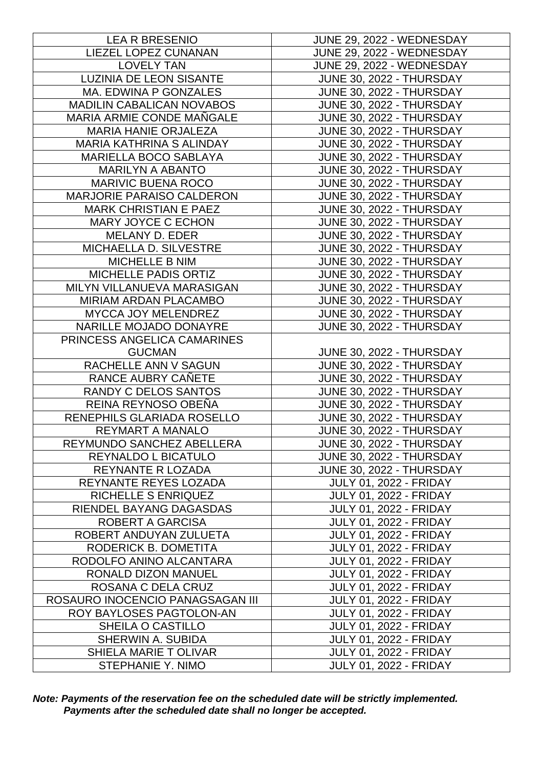| | |
|---|---|
| LEA R BRESENIO | JUNE 29, 2022 - WEDNESDAY |
| LIEZEL LOPEZ CUNANAN | JUNE 29, 2022 - WEDNESDAY |
| LOVELY TAN | JUNE 29, 2022 - WEDNESDAY |
| LUZINIA DE LEON SISANTE | JUNE 30, 2022 - THURSDAY |
| MA. EDWINA P GONZALES | JUNE 30, 2022 - THURSDAY |
| MADILIN CABALICAN NOVABOS | JUNE 30, 2022 - THURSDAY |
| MARIA ARMIE CONDE MAÑGALE | JUNE 30, 2022 - THURSDAY |
| MARIA HANIE ORJALEZA | JUNE 30, 2022 - THURSDAY |
| MARIA KATHRINA S ALINDAY | JUNE 30, 2022 - THURSDAY |
| MARIELLA BOCO SABLAYA | JUNE 30, 2022 - THURSDAY |
| MARILYN A ABANTO | JUNE 30, 2022 - THURSDAY |
| MARIVIC BUENA ROCO | JUNE 30, 2022 - THURSDAY |
| MARJORIE PARAISO CALDERON | JUNE 30, 2022 - THURSDAY |
| MARK CHRISTIAN E PAEZ | JUNE 30, 2022 - THURSDAY |
| MARY JOYCE C ECHON | JUNE 30, 2022 - THURSDAY |
| MELANY D. EDER | JUNE 30, 2022 - THURSDAY |
| MICHAELLA D. SILVESTRE | JUNE 30, 2022 - THURSDAY |
| MICHELLE B NIM | JUNE 30, 2022 - THURSDAY |
| MICHELLE PADIS ORTIZ | JUNE 30, 2022 - THURSDAY |
| MILYN VILLANUEVA MARASIGAN | JUNE 30, 2022 - THURSDAY |
| MIRIAM ARDAN PLACAMBO | JUNE 30, 2022 - THURSDAY |
| MYCCA JOY MELENDREZ | JUNE 30, 2022 - THURSDAY |
| NARILLE MOJADO DONAYRE | JUNE 30, 2022 - THURSDAY |
| PRINCESS ANGELICA CAMARINES GUCMAN | JUNE 30, 2022 - THURSDAY |
| RACHELLE ANN V SAGUN | JUNE 30, 2022 - THURSDAY |
| RANCE AUBRY CAÑETE | JUNE 30, 2022 - THURSDAY |
| RANDY C DELOS SANTOS | JUNE 30, 2022 - THURSDAY |
| REINA REYNOSO OBEÑA | JUNE 30, 2022 - THURSDAY |
| RENEPHILS GLARIADA ROSELLO | JUNE 30, 2022 - THURSDAY |
| REYMART A MANALO | JUNE 30, 2022 - THURSDAY |
| REYMUNDO SANCHEZ ABELLERA | JUNE 30, 2022 - THURSDAY |
| REYNALDO L BICATULO | JUNE 30, 2022 - THURSDAY |
| REYNANTE R LOZADA | JUNE 30, 2022 - THURSDAY |
| REYNANTE REYES LOZADA | JULY 01, 2022 - FRIDAY |
| RICHELLE S ENRIQUEZ | JULY 01, 2022 - FRIDAY |
| RIENDEL BAYANG DAGASDAS | JULY 01, 2022 - FRIDAY |
| ROBERT A GARCISA | JULY 01, 2022 - FRIDAY |
| ROBERT ANDUYAN ZULUETA | JULY 01, 2022 - FRIDAY |
| RODERICK B. DOMETITA | JULY 01, 2022 - FRIDAY |
| RODOLFO ANINO ALCANTARA | JULY 01, 2022 - FRIDAY |
| RONALD DIZON MANUEL | JULY 01, 2022 - FRIDAY |
| ROSANA C DELA CRUZ | JULY 01, 2022 - FRIDAY |
| ROSAURO INOCENCIO PANAGSAGAN III | JULY 01, 2022 - FRIDAY |
| ROY BAYLOSES PAGTOLON-AN | JULY 01, 2022 - FRIDAY |
| SHEILA O CASTILLO | JULY 01, 2022 - FRIDAY |
| SHERWIN A. SUBIDA | JULY 01, 2022 - FRIDAY |
| SHIELA MARIE T OLIVAR | JULY 01, 2022 - FRIDAY |
| STEPHANIE Y. NIMO | JULY 01, 2022 - FRIDAY |

***Note: Payments of the reservation fee on the scheduled date will be strictly implemented. Payments after the scheduled date shall no longer be accepted.***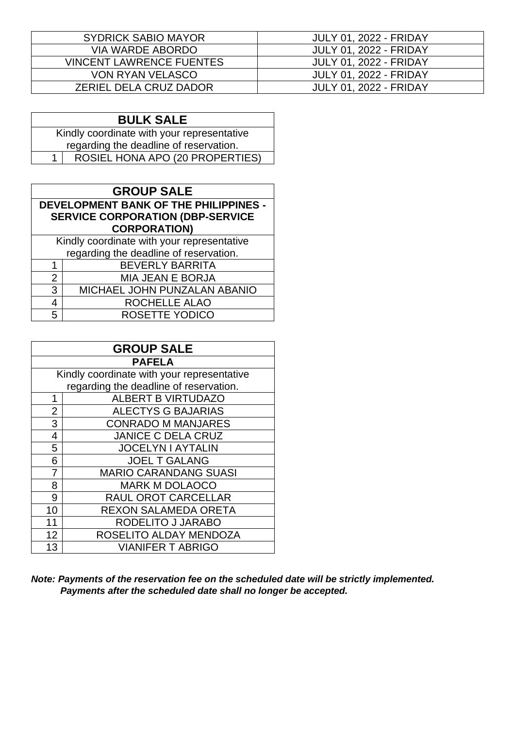| | |
|---|---|
| SYDRICK SABIO MAYOR | JULY 01, 2022 - FRIDAY |
| VIA WARDE ABORDO | JULY 01, 2022 - FRIDAY |
| VINCENT LAWRENCE FUENTES | JULY 01, 2022 - FRIDAY |
| VON RYAN VELASCO | JULY 01, 2022 - FRIDAY |
| ZERIEL DELA CRUZ DADOR | JULY 01, 2022 - FRIDAY |

| **BULK SALE** | |
|---|---|
| Kindly coordinate with your representative regarding the deadline of reservation. | |
| 1 | ROSIEL HONA APO (20 PROPERTIES) |

| **GROUP SALE** | |
|---|---|
| **DEVELOPMENT BANK OF THE PHILIPPINES - SERVICE CORPORATION (DBP-SERVICE CORPORATION)** | |
| Kindly coordinate with your representative regarding the deadline of reservation. | |
| 1 | BEVERLY BARRITA |
| 2 | MIA JEAN E BORJA |
| 3 | MICHAEL JOHN PUNZALAN ABANIO |
| 4 | ROCHELLE ALAO |
| 5 | ROSETTE YODICO |

| **GROUP SALE** | |
|---|---|
| **PAFELA** | |
| Kindly coordinate with your representative regarding the deadline of reservation. | |
| 1 | ALBERT B VIRTUDAZO |
| 2 | ALECTYS G BAJARIAS |
| 3 | CONRADO M MANJARES |
| 4 | JANICE C DELA CRUZ |
| 5 | JOCELYN I AYTALIN |
| 6 | JOEL T GALANG |
| 7 | MARIO CARANDANG SUASI |
| 8 | MARK M DOLAOCO |
| 9 | RAUL OROT CARCELLAR |
| 10 | REXON SALAMEDA ORETA |
| 11 | RODELITO J JARABO |
| 12 | ROSELITO ALDAY MENDOZA |
| 13 | VIANIFER T ABRIGO |

***Note: Payments of the reservation fee on the scheduled date will be strictly implemented. Payments after the scheduled date shall no longer be accepted.***